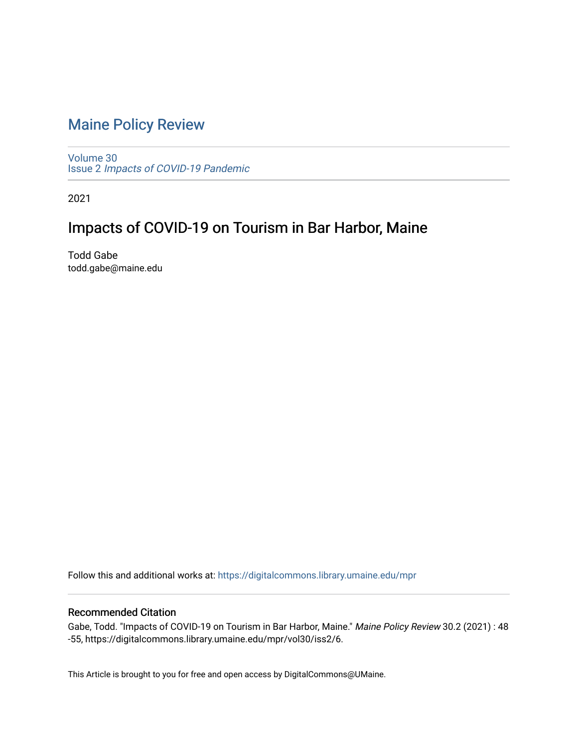# Maine Policy Review

Volume 30
Issue 2 *Impacts of COVID-19 Pandemic*

2021

## Impacts of COVID-19 on Tourism in Bar Harbor, Maine

Todd Gabe
todd.gabe@maine.edu

Follow this and additional works at: https://digitalcommons.library.umaine.edu/mpr

### Recommended Citation

Gabe, Todd. "Impacts of COVID-19 on Tourism in Bar Harbor, Maine." *Maine Policy Review* 30.2 (2021) : 48 -55, https://digitalcommons.library.umaine.edu/mpr/vol30/iss2/6.

This Article is brought to you for free and open access by DigitalCommons@UMaine.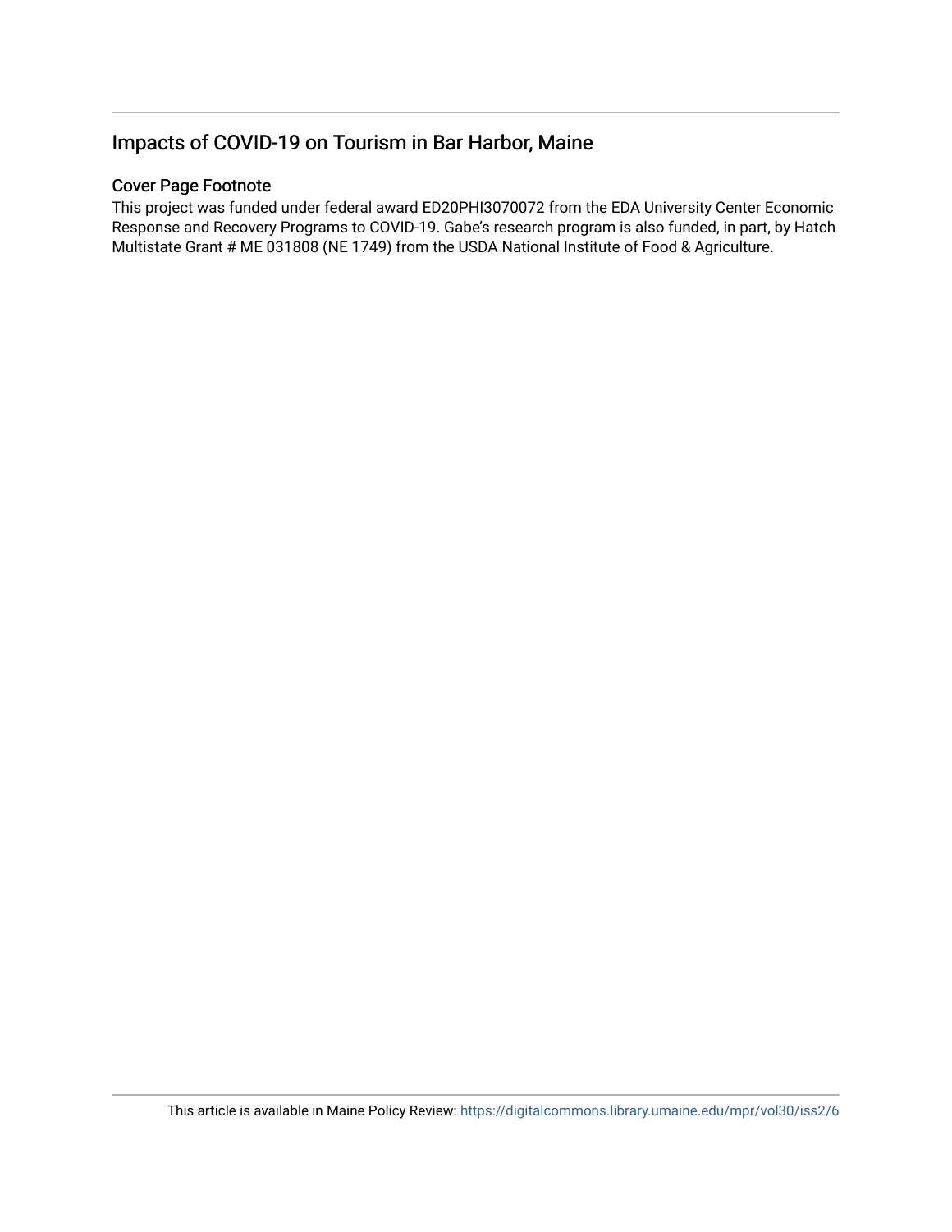## Impacts of COVID-19 on Tourism in Bar Harbor, Maine

### Cover Page Footnote

This project was funded under federal award ED20PHI3070072 from the EDA University Center Economic Response and Recovery Programs to COVID-19. Gabe's research program is also funded, in part, by Hatch Multistate Grant # ME 031808 (NE 1749) from the USDA National Institute of Food & Agriculture.

This article is available in Maine Policy Review: https://digitalcommons.library.umaine.edu/mpr/vol30/iss2/6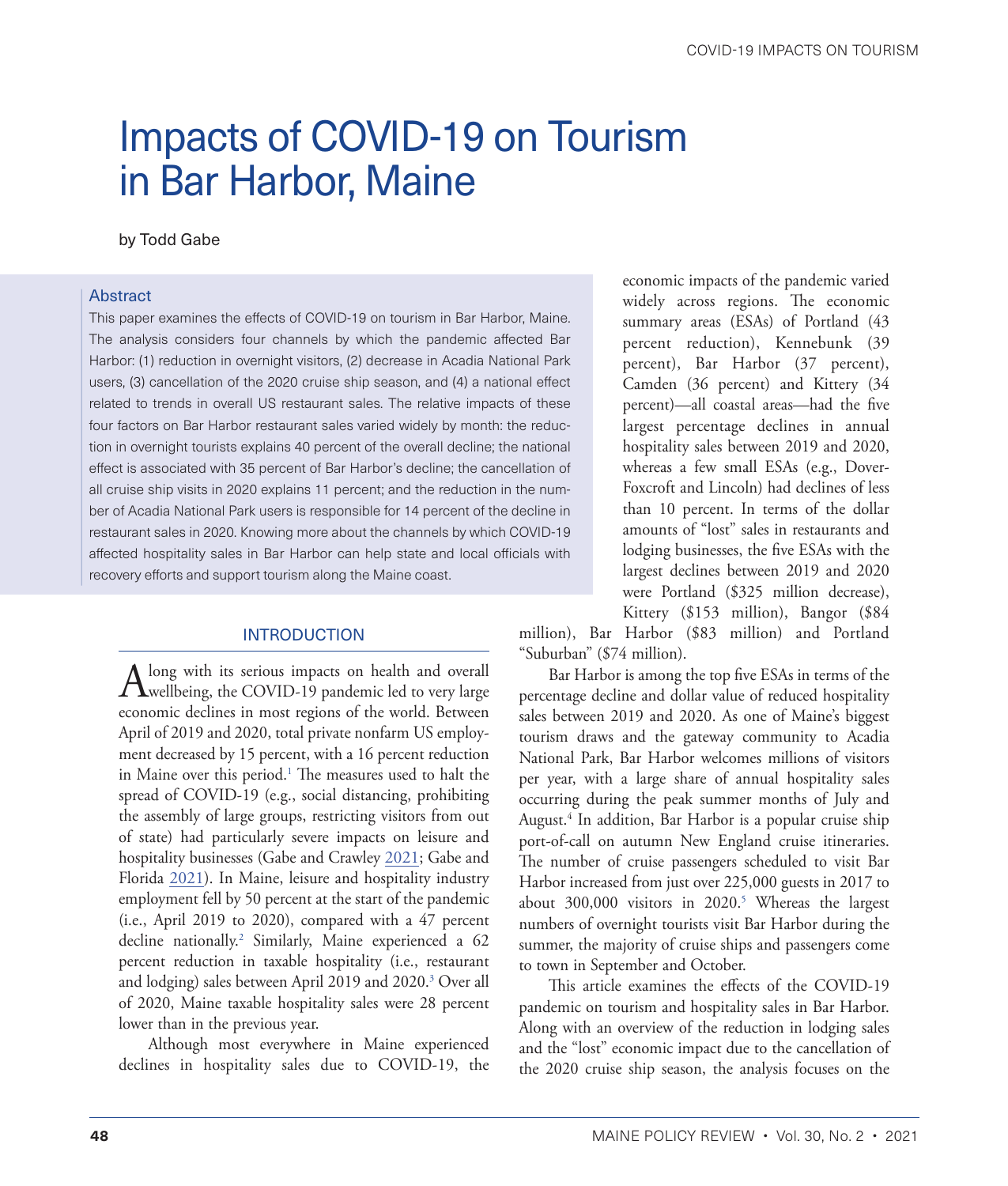# Impacts of COVID-19 on Tourism in Bar Harbor, Maine

by Todd Gabe

### Abstract

This paper examines the effects of COVID-19 on tourism in Bar Harbor, Maine. The analysis considers four channels by which the pandemic affected Bar Harbor: (1) reduction in overnight visitors, (2) decrease in Acadia National Park users, (3) cancellation of the 2020 cruise ship season, and (4) a national effect related to trends in overall US restaurant sales. The relative impacts of these four factors on Bar Harbor restaurant sales varied widely by month: the reduction in overnight tourists explains 40 percent of the overall decline; the national effect is associated with 35 percent of Bar Harbor's decline; the cancellation of all cruise ship visits in 2020 explains 11 percent; and the reduction in the number of Acadia National Park users is responsible for 14 percent of the decline in restaurant sales in 2020. Knowing more about the channels by which COVID-19 affected hospitality sales in Bar Harbor can help state and local officials with recovery efforts and support tourism along the Maine coast.

## INTRODUCTION

Along with its serious impacts on health and overall wellbeing, the COVID-19 pandemic led to very large economic declines in most regions of the world. Between April of 2019 and 2020, total private nonfarm US employment decreased by 15 percent, with a 16 percent reduction in Maine over this period.[1] The measures used to halt the spread of COVID-19 (e.g., social distancing, prohibiting the assembly of large groups, restricting visitors from out of state) had particularly severe impacts on leisure and hospitality businesses (Gabe and Crawley 2021; Gabe and Florida 2021). In Maine, leisure and hospitality industry employment fell by 50 percent at the start of the pandemic (i.e., April 2019 to 2020), compared with a 47 percent decline nationally.[2] Similarly, Maine experienced a 62 percent reduction in taxable hospitality (i.e., restaurant and lodging) sales between April 2019 and 2020.[3] Over all of 2020, Maine taxable hospitality sales were 28 percent lower than in the previous year.

Although most everywhere in Maine experienced declines in hospitality sales due to COVID-19, the economic impacts of the pandemic varied widely across regions. The economic summary areas (ESAs) of Portland (43 percent reduction), Kennebunk (39 percent), Bar Harbor (37 percent), Camden (36 percent) and Kittery (34 percent)—all coastal areas—had the five largest percentage declines in annual hospitality sales between 2019 and 2020, whereas a few small ESAs (e.g., Dover-Foxcroft and Lincoln) had declines of less than 10 percent. In terms of the dollar amounts of "lost" sales in restaurants and lodging businesses, the five ESAs with the largest declines between 2019 and 2020 were Portland ($325 million decrease), Kittery ($153 million), Bangor ($84 million), Bar Harbor ($83 million) and Portland "Suburban" ($74 million).

Bar Harbor is among the top five ESAs in terms of the percentage decline and dollar value of reduced hospitality sales between 2019 and 2020. As one of Maine's biggest tourism draws and the gateway community to Acadia National Park, Bar Harbor welcomes millions of visitors per year, with a large share of annual hospitality sales occurring during the peak summer months of July and August.[4] In addition, Bar Harbor is a popular cruise ship port-of-call on autumn New England cruise itineraries. The number of cruise passengers scheduled to visit Bar Harbor increased from just over 225,000 guests in 2017 to about 300,000 visitors in 2020.[5] Whereas the largest numbers of overnight tourists visit Bar Harbor during the summer, the majority of cruise ships and passengers come to town in September and October.

This article examines the effects of the COVID-19 pandemic on tourism and hospitality sales in Bar Harbor. Along with an overview of the reduction in lodging sales and the "lost" economic impact due to the cancellation of the 2020 cruise ship season, the analysis focuses on the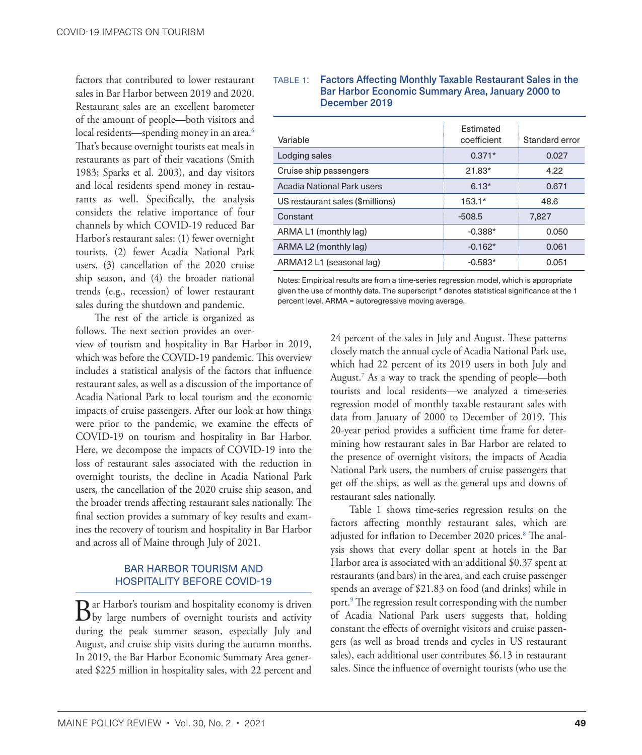factors that contributed to lower restaurant sales in Bar Harbor between 2019 and 2020. Restaurant sales are an excellent barometer of the amount of people—both visitors and local residents—spending money in an area.[6] That's because overnight tourists eat meals in restaurants as part of their vacations (Smith 1983; Sparks et al. 2003), and day visitors and local residents spend money in restaurants as well. Specifically, the analysis considers the relative importance of four channels by which COVID-19 reduced Bar Harbor's restaurant sales: (1) fewer overnight tourists, (2) fewer Acadia National Park users, (3) cancellation of the 2020 cruise ship season, and (4) the broader national trends (e.g., recession) of lower restaurant sales during the shutdown and pandemic.

The rest of the article is organized as follows. The next section provides an overview of tourism and hospitality in Bar Harbor in 2019, which was before the COVID-19 pandemic. This overview includes a statistical analysis of the factors that influence restaurant sales, as well as a discussion of the importance of Acadia National Park to local tourism and the economic impacts of cruise passengers. After our look at how things were prior to the pandemic, we examine the effects of COVID-19 on tourism and hospitality in Bar Harbor. Here, we decompose the impacts of COVID-19 into the loss of restaurant sales associated with the reduction in overnight tourists, the decline in Acadia National Park users, the cancellation of the 2020 cruise ship season, and the broader trends affecting restaurant sales nationally. The final section provides a summary of key results and examines the recovery of tourism and hospitality in Bar Harbor and across all of Maine through July of 2021.

## BAR HARBOR TOURISM AND HOSPITALITY BEFORE COVID-19

Bar Harbor's tourism and hospitality economy is driven by large numbers of overnight tourists and activity during the peak summer season, especially July and August, and cruise ship visits during the autumn months. In 2019, the Bar Harbor Economic Summary Area generated $225 million in hospitality sales, with 22 percent and 24 percent of the sales in July and August. These patterns closely match the annual cycle of Acadia National Park use, which had 22 percent of its 2019 users in both July and August.[7] As a way to track the spending of people—both tourists and local residents—we analyzed a time-series regression model of monthly taxable restaurant sales with data from January of 2000 to December of 2019. This 20-year period provides a sufficient time frame for determining how restaurant sales in Bar Harbor are related to the presence of overnight visitors, the impacts of Acadia National Park users, the numbers of cruise passengers that get off the ships, as well as the general ups and downs of restaurant sales nationally.

TABLE 1: **Factors Affecting Monthly Taxable Restaurant Sales in the Bar Harbor Economic Summary Area, January 2000 to December 2019**

| Variable | Estimated coefficient | Standard error |
|---|---|---|
| Lodging sales | 0.371* | 0.027 |
| Cruise ship passengers | 21.83* | 4.22 |
| Acadia National Park users | 6.13* | 0.671 |
| US restaurant sales ($millions) | 153.1* | 48.6 |
| Constant | -508.5 | 7,827 |
| ARMA L1 (monthly lag) | -0.388* | 0.050 |
| ARMA L2 (monthly lag) | -0.162* | 0.061 |
| ARMA12 L1 (seasonal lag) | -0.583* | 0.051 |

Notes: Empirical results are from a time-series regression model, which is appropriate given the use of monthly data. The superscript * denotes statistical significance at the 1 percent level. ARMA = autoregressive moving average.

Table 1 shows time-series regression results on the factors affecting monthly restaurant sales, which are adjusted for inflation to December 2020 prices.[8] The analysis shows that every dollar spent at hotels in the Bar Harbor area is associated with an additional $0.37 spent at restaurants (and bars) in the area, and each cruise passenger spends an average of $21.83 on food (and drinks) while in port.[9] The regression result corresponding with the number of Acadia National Park users suggests that, holding constant the effects of overnight visitors and cruise passengers (as well as broad trends and cycles in US restaurant sales), each additional user contributes $6.13 in restaurant sales. Since the influence of overnight tourists (who use the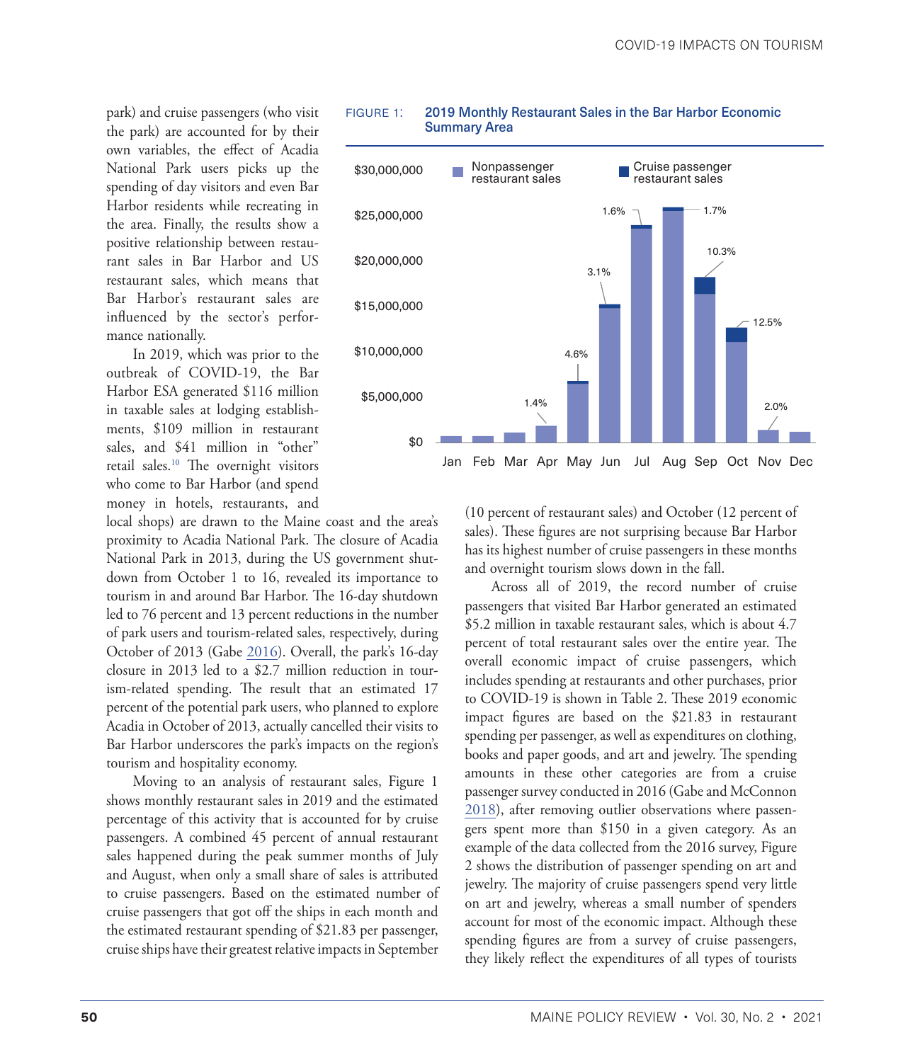park) and cruise passengers (who visit the park) are accounted for by their own variables, the effect of Acadia National Park users picks up the spending of day visitors and even Bar Harbor residents while recreating in the area. Finally, the results show a positive relationship between restaurant sales in Bar Harbor and US restaurant sales, which means that Bar Harbor's restaurant sales are influenced by the sector's performance nationally.

In 2019, which was prior to the outbreak of COVID-19, the Bar Harbor ESA generated $116 million in taxable sales at lodging establishments, $109 million in restaurant sales, and $41 million in "other" retail sales.[10] The overnight visitors who come to Bar Harbor (and spend money in hotels, restaurants, and local shops) are drawn to the Maine coast and the area's proximity to Acadia National Park. The closure of Acadia National Park in 2013, during the US government shutdown from October 1 to 16, revealed its importance to tourism in and around Bar Harbor. The 16-day shutdown led to 76 percent and 13 percent reductions in the number of park users and tourism-related sales, respectively, during October of 2013 (Gabe 2016). Overall, the park's 16-day closure in 2013 led to a $2.7 million reduction in tourism-related spending. The result that an estimated 17 percent of the potential park users, who planned to explore Acadia in October of 2013, actually cancelled their visits to Bar Harbor underscores the park's impacts on the region's tourism and hospitality economy.

Moving to an analysis of restaurant sales, Figure 1 shows monthly restaurant sales in 2019 and the estimated percentage of this activity that is accounted for by cruise passengers. A combined 45 percent of annual restaurant sales happened during the peak summer months of July and August, when only a small share of sales is attributed to cruise passengers. Based on the estimated number of cruise passengers that got off the ships in each month and the estimated restaurant spending of $21.83 per passenger, cruise ships have their greatest relative impacts in September (10 percent of restaurant sales) and October (12 percent of sales). These figures are not surprising because Bar Harbor has its highest number of cruise passengers in these months and overnight tourism slows down in the fall.

FIGURE 1: 2019 Monthly Restaurant Sales in the Bar Harbor Economic Summary Area

Across all of 2019, the record number of cruise passengers that visited Bar Harbor generated an estimated $5.2 million in taxable restaurant sales, which is about 4.7 percent of total restaurant sales over the entire year. The overall economic impact of cruise passengers, which includes spending at restaurants and other purchases, prior to COVID-19 is shown in Table 2. These 2019 economic impact figures are based on the $21.83 in restaurant spending per passenger, as well as expenditures on clothing, books and paper goods, and art and jewelry. The spending amounts in these other categories are from a cruise passenger survey conducted in 2016 (Gabe and McConnon 2018), after removing outlier observations where passengers spent more than $150 in a given category. As an example of the data collected from the 2016 survey, Figure 2 shows the distribution of passenger spending on art and jewelry. The majority of cruise passengers spend very little on art and jewelry, whereas a small number of spenders account for most of the economic impact. Although these spending figures are from a survey of cruise passengers, they likely reflect the expenditures of all types of tourists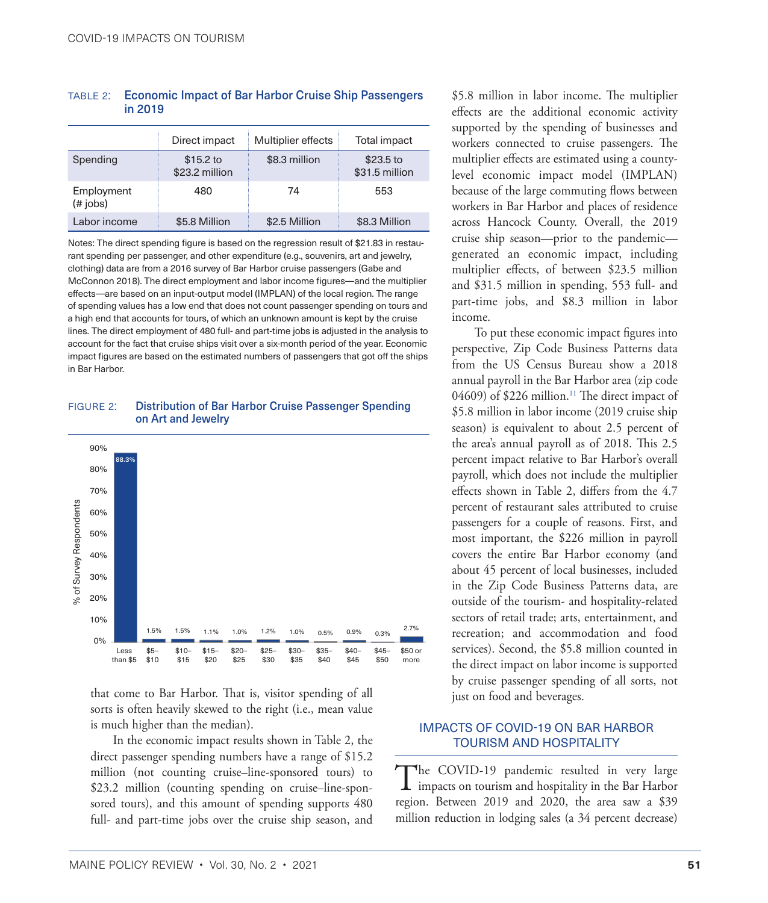TABLE 2: **Economic Impact of Bar Harbor Cruise Ship Passengers in 2019**

| | Direct impact | Multiplier effects | Total impact |
|---|---|---|---|
| Spending | $15.2 to $23.2 million | $8.3 million | $23.5 to $31.5 million |
| Employment (# jobs) | 480 | 74 | 553 |
| Labor income | $5.8 Million | $2.5 Million | $8.3 Million |

Notes: The direct spending figure is based on the regression result of $21.83 in restaurant spending per passenger, and other expenditure (e.g., souvenirs, art and jewelry, clothing) data are from a 2016 survey of Bar Harbor cruise passengers (Gabe and McConnon 2018). The direct employment and labor income figures—and the multiplier effects—are based on an input-output model (IMPLAN) of the local region. The range of spending values has a low end that does not count passenger spending on tours and a high end that accounts for tours, of which an unknown amount is kept by the cruise lines. The direct employment of 480 full- and part-time jobs is adjusted in the analysis to account for the fact that cruise ships visit over a six-month period of the year. Economic impact figures are based on the estimated numbers of passengers that got off the ships in Bar Harbor.

FIGURE 2: **Distribution of Bar Harbor Cruise Passenger Spending on Art and Jewelry**

| Spending | % of Survey Respondents |
|---|---|
| Less than $5 | 88.3% |
| $5–$10 | 1.5% |
| $10–$15 | 1.5% |
| $15–$20 | 1.1% |
| $20–$25 | 1.0% |
| $25–$30 | 1.2% |
| $30–$35 | 1.0% |
| $35–$40 | 0.5% |
| $40–$45 | 0.9% |
| $45–$50 | 0.3% |
| $50 or more | 2.7% |

that come to Bar Harbor. That is, visitor spending of all sorts is often heavily skewed to the right (i.e., mean value is much higher than the median).

In the economic impact results shown in Table 2, the direct passenger spending numbers have a range of $15.2 million (not counting cruise–line-sponsored tours) to $23.2 million (counting spending on cruise–line-sponsored tours), and this amount of spending supports 480 full- and part-time jobs over the cruise ship season, and $5.8 million in labor income. The multiplier effects are the additional economic activity supported by the spending of businesses and workers connected to cruise passengers. The multiplier effects are estimated using a county-level economic impact model (IMPLAN) because of the large commuting flows between workers in Bar Harbor and places of residence across Hancock County. Overall, the 2019 cruise ship season—prior to the pandemic—generated an economic impact, including multiplier effects, of between $23.5 million and $31.5 million in spending, 553 full- and part-time jobs, and $8.3 million in labor income.

To put these economic impact figures into perspective, Zip Code Business Patterns data from the US Census Bureau show a 2018 annual payroll in the Bar Harbor area (zip code 04609) of $226 million.[11] The direct impact of $5.8 million in labor income (2019 cruise ship season) is equivalent to about 2.5 percent of the area's annual payroll as of 2018. This 2.5 percent impact relative to Bar Harbor's overall payroll, which does not include the multiplier effects shown in Table 2, differs from the 4.7 percent of restaurant sales attributed to cruise passengers for a couple of reasons. First, and most important, the $226 million in payroll covers the entire Bar Harbor economy (and about 45 percent of local businesses, included in the Zip Code Business Patterns data, are outside of the tourism- and hospitality-related sectors of retail trade; arts, entertainment, and recreation; and accommodation and food services). Second, the $5.8 million counted in the direct impact on labor income is supported by cruise passenger spending of all sorts, not just on food and beverages.

## IMPACTS OF COVID-19 ON BAR HARBOR TOURISM AND HOSPITALITY

The COVID-19 pandemic resulted in very large impacts on tourism and hospitality in the Bar Harbor region. Between 2019 and 2020, the area saw a $39 million reduction in lodging sales (a 34 percent decrease)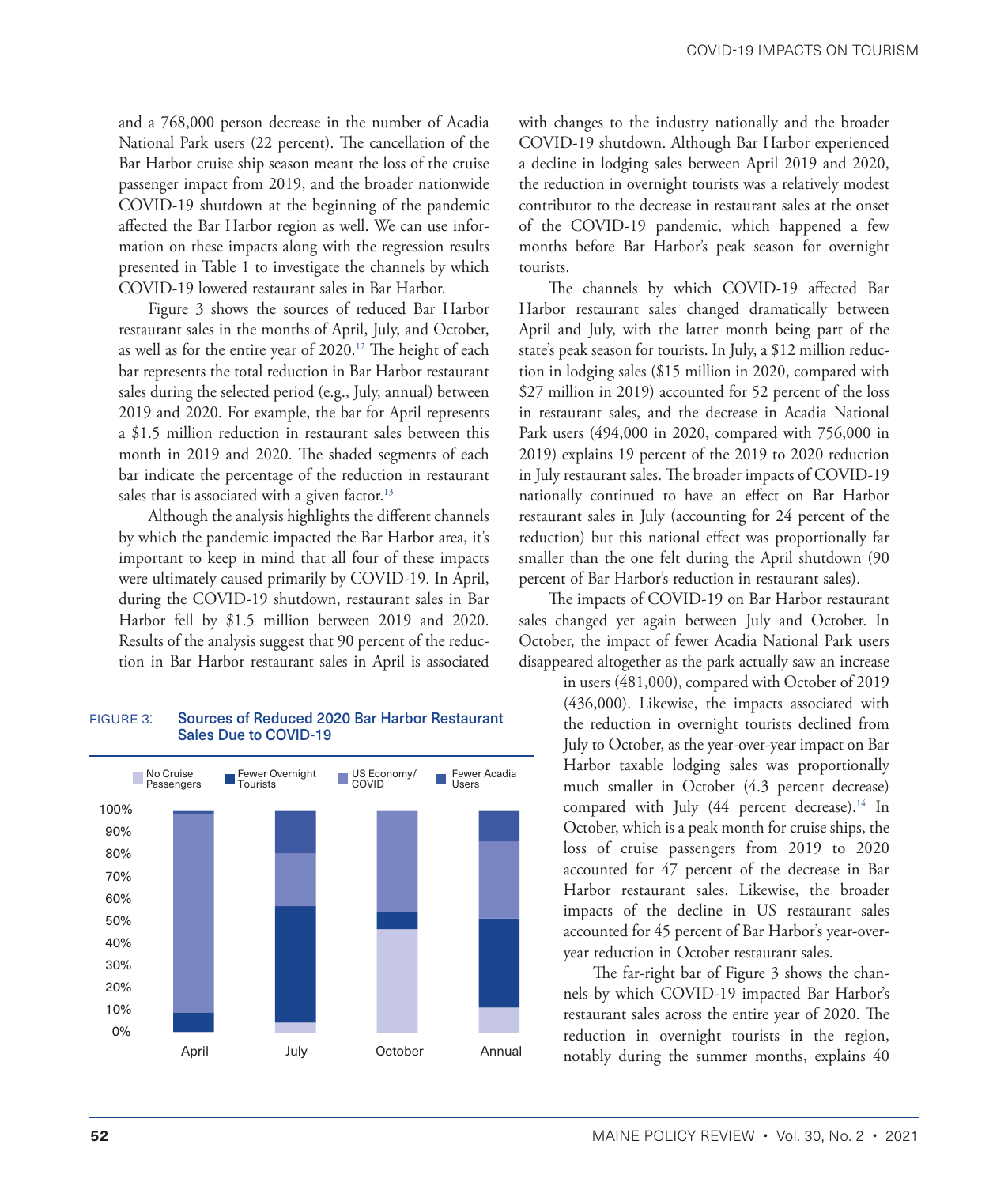and a 768,000 person decrease in the number of Acadia National Park users (22 percent). The cancellation of the Bar Harbor cruise ship season meant the loss of the cruise passenger impact from 2019, and the broader nationwide COVID-19 shutdown at the beginning of the pandemic affected the Bar Harbor region as well. We can use information on these impacts along with the regression results presented in Table 1 to investigate the channels by which COVID-19 lowered restaurant sales in Bar Harbor.

Figure 3 shows the sources of reduced Bar Harbor restaurant sales in the months of April, July, and October, as well as for the entire year of 2020.[12] The height of each bar represents the total reduction in Bar Harbor restaurant sales during the selected period (e.g., July, annual) between 2019 and 2020. For example, the bar for April represents a $1.5 million reduction in restaurant sales between this month in 2019 and 2020. The shaded segments of each bar indicate the percentage of the reduction in restaurant sales that is associated with a given factor.[13]

Although the analysis highlights the different channels by which the pandemic impacted the Bar Harbor area, it's important to keep in mind that all four of these impacts were ultimately caused primarily by COVID-19. In April, during the COVID-19 shutdown, restaurant sales in Bar Harbor fell by $1.5 million between 2019 and 2020. Results of the analysis suggest that 90 percent of the reduction in Bar Harbor restaurant sales in April is associated with changes to the industry nationally and the broader COVID-19 shutdown. Although Bar Harbor experienced a decline in lodging sales between April 2019 and 2020, the reduction in overnight tourists was a relatively modest contributor to the decrease in restaurant sales at the onset of the COVID-19 pandemic, which happened a few months before Bar Harbor's peak season for overnight tourists.

FIGURE 3: **Sources of Reduced 2020 Bar Harbor Restaurant Sales Due to COVID-19**

The channels by which COVID-19 affected Bar Harbor restaurant sales changed dramatically between April and July, with the latter month being part of the state's peak season for tourists. In July, a $12 million reduction in lodging sales ($15 million in 2020, compared with $27 million in 2019) accounted for 52 percent of the loss in restaurant sales, and the decrease in Acadia National Park users (494,000 in 2020, compared with 756,000 in 2019) explains 19 percent of the 2019 to 2020 reduction in July restaurant sales. The broader impacts of COVID-19 nationally continued to have an effect on Bar Harbor restaurant sales in July (accounting for 24 percent of the reduction) but this national effect was proportionally far smaller than the one felt during the April shutdown (90 percent of Bar Harbor's reduction in restaurant sales).

The impacts of COVID-19 on Bar Harbor restaurant sales changed yet again between July and October. In October, the impact of fewer Acadia National Park users disappeared altogether as the park actually saw an increase in users (481,000), compared with October of 2019 (436,000). Likewise, the impacts associated with the reduction in overnight tourists declined from July to October, as the year-over-year impact on Bar Harbor taxable lodging sales was proportionally much smaller in October (4.3 percent decrease) compared with July (44 percent decrease).[14] In October, which is a peak month for cruise ships, the loss of cruise passengers from 2019 to 2020 accounted for 47 percent of the decrease in Bar Harbor restaurant sales. Likewise, the broader impacts of the decline in US restaurant sales accounted for 45 percent of Bar Harbor's year-over-year reduction in October restaurant sales.

The far-right bar of Figure 3 shows the channels by which COVID-19 impacted Bar Harbor's restaurant sales across the entire year of 2020. The reduction in overnight tourists in the region, notably during the summer months, explains 40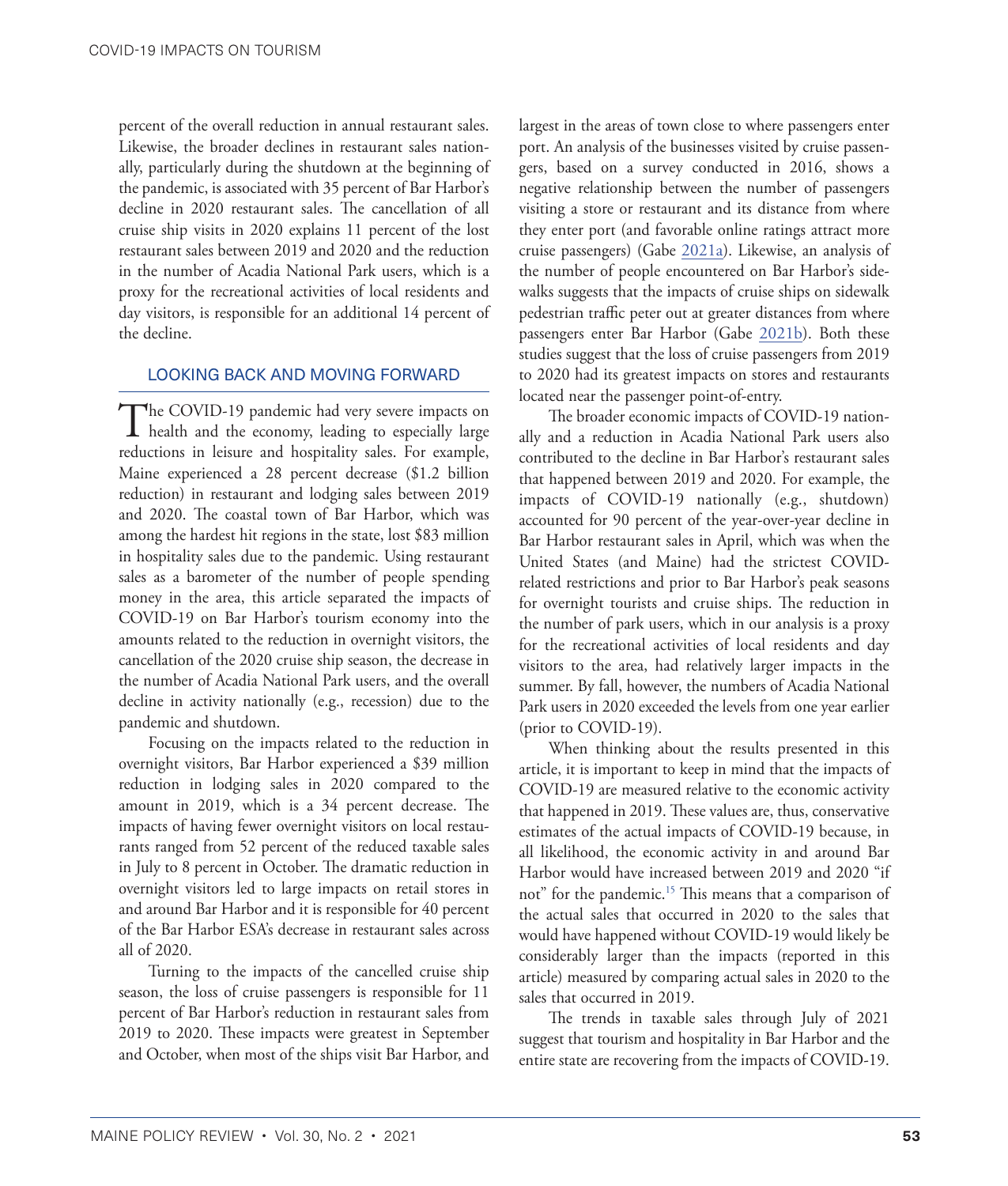percent of the overall reduction in annual restaurant sales. Likewise, the broader declines in restaurant sales nationally, particularly during the shutdown at the beginning of the pandemic, is associated with 35 percent of Bar Harbor's decline in 2020 restaurant sales. The cancellation of all cruise ship visits in 2020 explains 11 percent of the lost restaurant sales between 2019 and 2020 and the reduction in the number of Acadia National Park users, which is a proxy for the recreational activities of local residents and day visitors, is responsible for an additional 14 percent of the decline.

## LOOKING BACK AND MOVING FORWARD

The COVID-19 pandemic had very severe impacts on health and the economy, leading to especially large reductions in leisure and hospitality sales. For example, Maine experienced a 28 percent decrease ($1.2 billion reduction) in restaurant and lodging sales between 2019 and 2020. The coastal town of Bar Harbor, which was among the hardest hit regions in the state, lost $83 million in hospitality sales due to the pandemic. Using restaurant sales as a barometer of the number of people spending money in the area, this article separated the impacts of COVID-19 on Bar Harbor's tourism economy into the amounts related to the reduction in overnight visitors, the cancellation of the 2020 cruise ship season, the decrease in the number of Acadia National Park users, and the overall decline in activity nationally (e.g., recession) due to the pandemic and shutdown.

Focusing on the impacts related to the reduction in overnight visitors, Bar Harbor experienced a $39 million reduction in lodging sales in 2020 compared to the amount in 2019, which is a 34 percent decrease. The impacts of having fewer overnight visitors on local restaurants ranged from 52 percent of the reduced taxable sales in July to 8 percent in October. The dramatic reduction in overnight visitors led to large impacts on retail stores in and around Bar Harbor and it is responsible for 40 percent of the Bar Harbor ESA's decrease in restaurant sales across all of 2020.

Turning to the impacts of the cancelled cruise ship season, the loss of cruise passengers is responsible for 11 percent of Bar Harbor's reduction in restaurant sales from 2019 to 2020. These impacts were greatest in September and October, when most of the ships visit Bar Harbor, and largest in the areas of town close to where passengers enter port. An analysis of the businesses visited by cruise passengers, based on a survey conducted in 2016, shows a negative relationship between the number of passengers visiting a store or restaurant and its distance from where they enter port (and favorable online ratings attract more cruise passengers) (Gabe 2021a). Likewise, an analysis of the number of people encountered on Bar Harbor's sidewalks suggests that the impacts of cruise ships on sidewalk pedestrian traffic peter out at greater distances from where passengers enter Bar Harbor (Gabe 2021b). Both these studies suggest that the loss of cruise passengers from 2019 to 2020 had its greatest impacts on stores and restaurants located near the passenger point-of-entry.

The broader economic impacts of COVID-19 nationally and a reduction in Acadia National Park users also contributed to the decline in Bar Harbor's restaurant sales that happened between 2019 and 2020. For example, the impacts of COVID-19 nationally (e.g., shutdown) accounted for 90 percent of the year-over-year decline in Bar Harbor restaurant sales in April, which was when the United States (and Maine) had the strictest COVID-related restrictions and prior to Bar Harbor's peak seasons for overnight tourists and cruise ships. The reduction in the number of park users, which in our analysis is a proxy for the recreational activities of local residents and day visitors to the area, had relatively larger impacts in the summer. By fall, however, the numbers of Acadia National Park users in 2020 exceeded the levels from one year earlier (prior to COVID-19).

When thinking about the results presented in this article, it is important to keep in mind that the impacts of COVID-19 are measured relative to the economic activity that happened in 2019. These values are, thus, conservative estimates of the actual impacts of COVID-19 because, in all likelihood, the economic activity in and around Bar Harbor would have increased between 2019 and 2020 "if not" for the pandemic.[15] This means that a comparison of the actual sales that occurred in 2020 to the sales that would have happened without COVID-19 would likely be considerably larger than the impacts (reported in this article) measured by comparing actual sales in 2020 to the sales that occurred in 2019.

The trends in taxable sales through July of 2021 suggest that tourism and hospitality in Bar Harbor and the entire state are recovering from the impacts of COVID-19.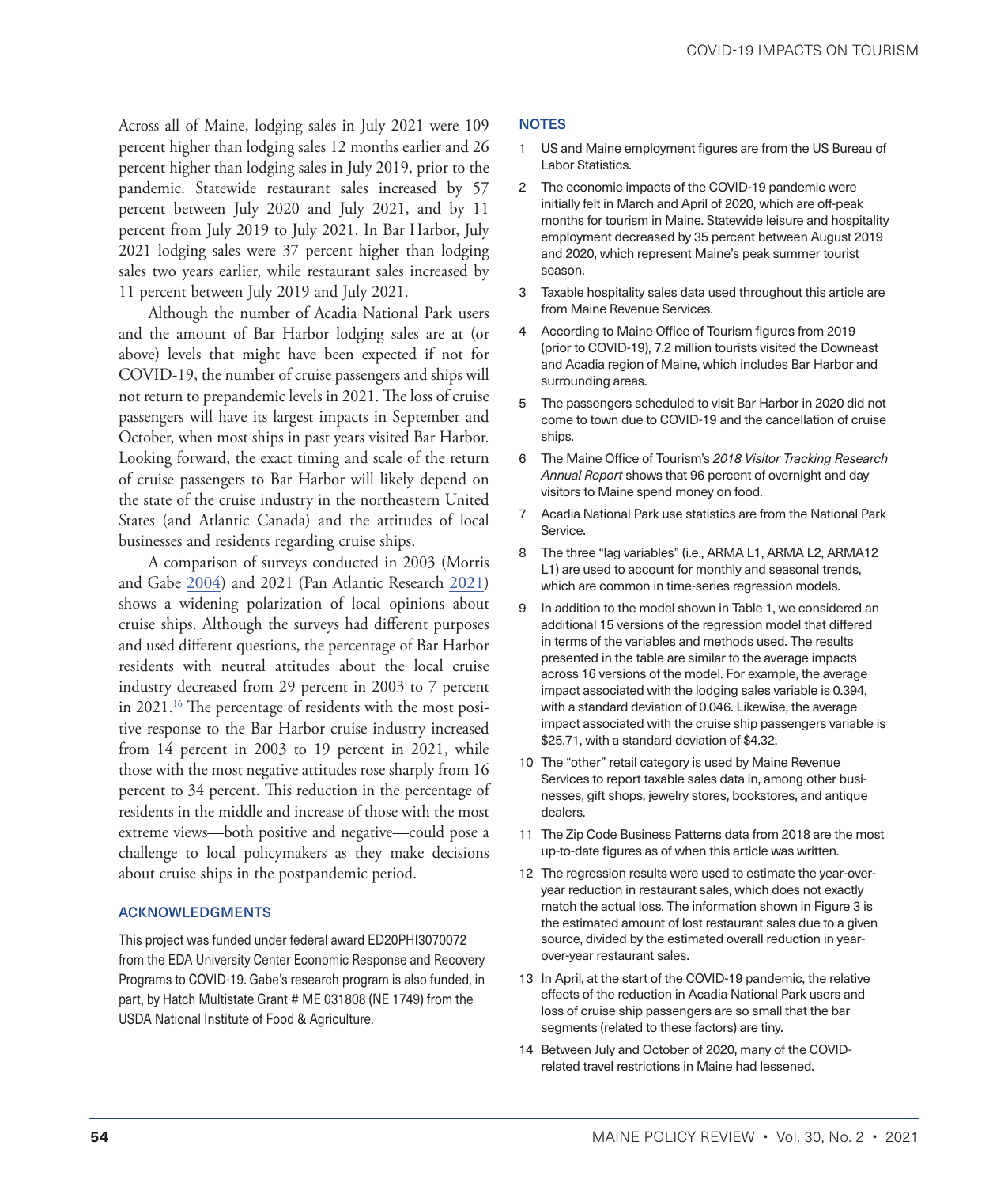Across all of Maine, lodging sales in July 2021 were 109 percent higher than lodging sales 12 months earlier and 26 percent higher than lodging sales in July 2019, prior to the pandemic. Statewide restaurant sales increased by 57 percent between July 2020 and July 2021, and by 11 percent from July 2019 to July 2021. In Bar Harbor, July 2021 lodging sales were 37 percent higher than lodging sales two years earlier, while restaurant sales increased by 11 percent between July 2019 and July 2021.

Although the number of Acadia National Park users and the amount of Bar Harbor lodging sales are at (or above) levels that might have been expected if not for COVID-19, the number of cruise passengers and ships will not return to prepandemic levels in 2021. The loss of cruise passengers will have its largest impacts in September and October, when most ships in past years visited Bar Harbor. Looking forward, the exact timing and scale of the return of cruise passengers to Bar Harbor will likely depend on the state of the cruise industry in the northeastern United States (and Atlantic Canada) and the attitudes of local businesses and residents regarding cruise ships.

A comparison of surveys conducted in 2003 (Morris and Gabe 2004) and 2021 (Pan Atlantic Research 2021) shows a widening polarization of local opinions about cruise ships. Although the surveys had different purposes and used different questions, the percentage of Bar Harbor residents with neutral attitudes about the local cruise industry decreased from 29 percent in 2003 to 7 percent in 2021.[16] The percentage of residents with the most positive response to the Bar Harbor cruise industry increased from 14 percent in 2003 to 19 percent in 2021, while those with the most negative attitudes rose sharply from 16 percent to 34 percent. This reduction in the percentage of residents in the middle and increase of those with the most extreme views—both positive and negative—could pose a challenge to local policymakers as they make decisions about cruise ships in the postpandemic period.

## ACKNOWLEDGMENTS

This project was funded under federal award ED20PHI3070072 from the EDA University Center Economic Response and Recovery Programs to COVID-19. Gabe's research program is also funded, in part, by Hatch Multistate Grant # ME 031808 (NE 1749) from the USDA National Institute of Food & Agriculture.

## NOTES

1. US and Maine employment figures are from the US Bureau of Labor Statistics.
2. The economic impacts of the COVID-19 pandemic were initially felt in March and April of 2020, which are off-peak months for tourism in Maine. Statewide leisure and hospitality employment decreased by 35 percent between August 2019 and 2020, which represent Maine's peak summer tourist season.
3. Taxable hospitality sales data used throughout this article are from Maine Revenue Services.
4. According to Maine Office of Tourism figures from 2019 (prior to COVID-19), 7.2 million tourists visited the Downeast and Acadia region of Maine, which includes Bar Harbor and surrounding areas.
5. The passengers scheduled to visit Bar Harbor in 2020 did not come to town due to COVID-19 and the cancellation of cruise ships.
6. The Maine Office of Tourism's *2018 Visitor Tracking Research Annual Report* shows that 96 percent of overnight and day visitors to Maine spend money on food.
7. Acadia National Park use statistics are from the National Park Service.
8. The three "lag variables" (i.e., ARMA L1, ARMA L2, ARMA12 L1) are used to account for monthly and seasonal trends, which are common in time-series regression models.
9. In addition to the model shown in Table 1, we considered an additional 15 versions of the regression model that differed in terms of the variables and methods used. The results presented in the table are similar to the average impacts across 16 versions of the model. For example, the average impact associated with the lodging sales variable is 0.394, with a standard deviation of 0.046. Likewise, the average impact associated with the cruise ship passengers variable is $25.71, with a standard deviation of $4.32.
10. The "other" retail category is used by Maine Revenue Services to report taxable sales data in, among other businesses, gift shops, jewelry stores, bookstores, and antique dealers.
11. The Zip Code Business Patterns data from 2018 are the most up-to-date figures as of when this article was written.
12. The regression results were used to estimate the year-over-year reduction in restaurant sales, which does not exactly match the actual loss. The information shown in Figure 3 is the estimated amount of lost restaurant sales due to a given source, divided by the estimated overall reduction in year-over-year restaurant sales.
13. In April, at the start of the COVID-19 pandemic, the relative effects of the reduction in Acadia National Park users and loss of cruise ship passengers are so small that the bar segments (related to these factors) are tiny.
14. Between July and October of 2020, many of the COVID-related travel restrictions in Maine had lessened.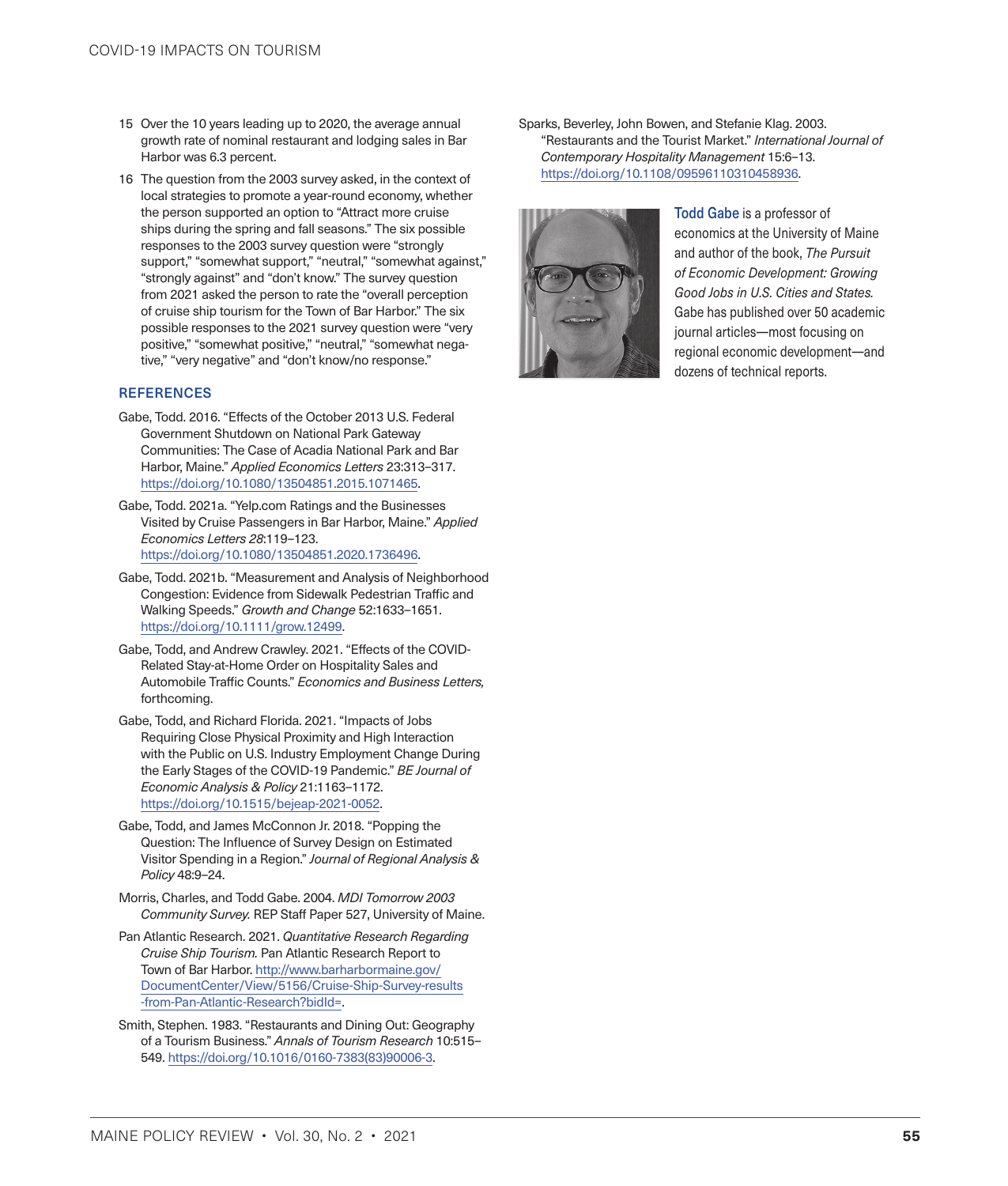15 Over the 10 years leading up to 2020, the average annual growth rate of nominal restaurant and lodging sales in Bar Harbor was 6.3 percent.

16 The question from the 2003 survey asked, in the context of local strategies to promote a year-round economy, whether the person supported an option to "Attract more cruise ships during the spring and fall seasons." The six possible responses to the 2003 survey question were "strongly support," "somewhat support," "neutral," "somewhat against," "strongly against" and "don't know." The survey question from 2021 asked the person to rate the "overall perception of cruise ship tourism for the Town of Bar Harbor." The six possible responses to the 2021 survey question were "very positive," "somewhat positive," "neutral," "somewhat negative," "very negative" and "don't know/no response."

## REFERENCES

Gabe, Todd. 2016. "Effects of the October 2013 U.S. Federal Government Shutdown on National Park Gateway Communities: The Case of Acadia National Park and Bar Harbor, Maine." *Applied Economics Letters* 23:313–317. https://doi.org/10.1080/13504851.2015.1071465.

Gabe, Todd. 2021a. "Yelp.com Ratings and the Businesses Visited by Cruise Passengers in Bar Harbor, Maine." *Applied Economics Letters 28*:119–123. https://doi.org/10.1080/13504851.2020.1736496.

Gabe, Todd. 2021b. "Measurement and Analysis of Neighborhood Congestion: Evidence from Sidewalk Pedestrian Traffic and Walking Speeds." *Growth and Change* 52:1633–1651. https://doi.org/10.1111/grow.12499.

Gabe, Todd, and Andrew Crawley. 2021. "Effects of the COVID-Related Stay-at-Home Order on Hospitality Sales and Automobile Traffic Counts." *Economics and Business Letters,* forthcoming.

Gabe, Todd, and Richard Florida. 2021. "Impacts of Jobs Requiring Close Physical Proximity and High Interaction with the Public on U.S. Industry Employment Change During the Early Stages of the COVID-19 Pandemic." *BE Journal of Economic Analysis & Policy* 21:1163–1172. https://doi.org/10.1515/bejeap-2021-0052.

Gabe, Todd, and James McConnon Jr. 2018. "Popping the Question: The Influence of Survey Design on Estimated Visitor Spending in a Region." *Journal of Regional Analysis & Policy* 48:9–24.

Morris, Charles, and Todd Gabe. 2004. *MDI Tomorrow 2003 Community Survey.* REP Staff Paper 527, University of Maine.

Pan Atlantic Research. 2021. *Quantitative Research Regarding Cruise Ship Tourism.* Pan Atlantic Research Report to Town of Bar Harbor. http://www.barharbormaine.gov/DocumentCenter/View/5156/Cruise-Ship-Survey-results-from-Pan-Atlantic-Research?bidId=.

Smith, Stephen. 1983. "Restaurants and Dining Out: Geography of a Tourism Business." *Annals of Tourism Research* 10:515–549. https://doi.org/10.1016/0160-7383(83)90006-3.

Sparks, Beverley, John Bowen, and Stefanie Klag. 2003. "Restaurants and the Tourist Market." *International Journal of Contemporary Hospitality Management* 15:6–13. https://doi.org/10.1108/09596110310458936.

**Todd Gabe** is a professor of economics at the University of Maine and author of the book, *The Pursuit of Economic Development: Growing Good Jobs in U.S. Cities and States.* Gabe has published over 50 academic journal articles—most focusing on regional economic development—and dozens of technical reports.